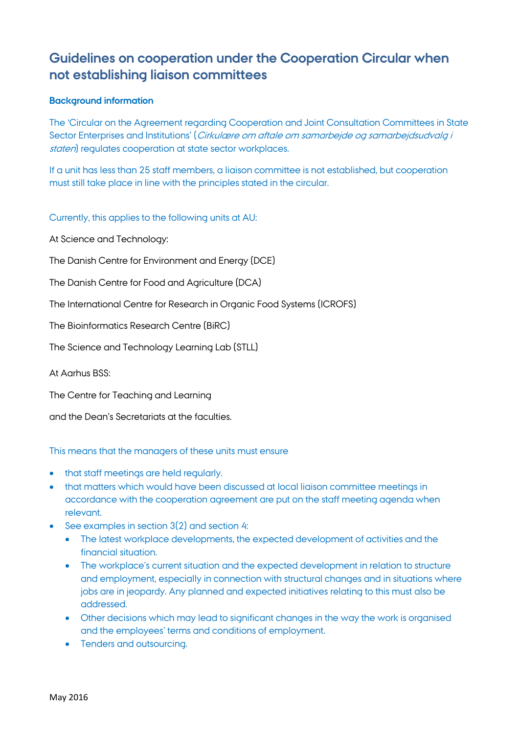# Guidelines on cooperation under the Cooperation Circular when not establishing liaison committees

**Background information**

The 'Circular on the Agreement regarding Cooperation and Joint Consultation Committees in State Sector Enterprises and Institutions' (*Cirkulære om aftale om samarbejde og samarbejdsudvalg i staten*) regulates cooperation at state sector workplaces.

If a unit has less than 25 staff members, a liaison committee is not established, but cooperation must still take place in line with the principles stated in the circular.

Currently, this applies to the following units at AU:

At Science and Technology:

The Danish Centre for Environment and Energy (DCE)

The Danish Centre for Food and Agriculture (DCA)

The International Centre for Research in Organic Food Systems (ICROFS)

The Bioinformatics Research Centre (BiRC)

The Science and Technology Learning Lab (STLL)

At Aarhus BSS:

The Centre for Teaching and Learning

and the Dean's Secretariats at the faculties.

This means that the managers of these units must ensure

- that staff meetings are held regularly.
- that matters which would have been discussed at local liaison committee meetings in accordance with the cooperation agreement are put on the staff meeting agenda when relevant.
- See examples in section 3(2) and section 4:
  - The latest workplace developments, the expected development of activities and the financial situation.
  - The workplace's current situation and the expected development in relation to structure and employment, especially in connection with structural changes and in situations where jobs are in jeopardy. Any planned and expected initiatives relating to this must also be addressed.
  - Other decisions which may lead to significant changes in the way the work is organised and the employees' terms and conditions of employment.
  - Tenders and outsourcing.

May 2016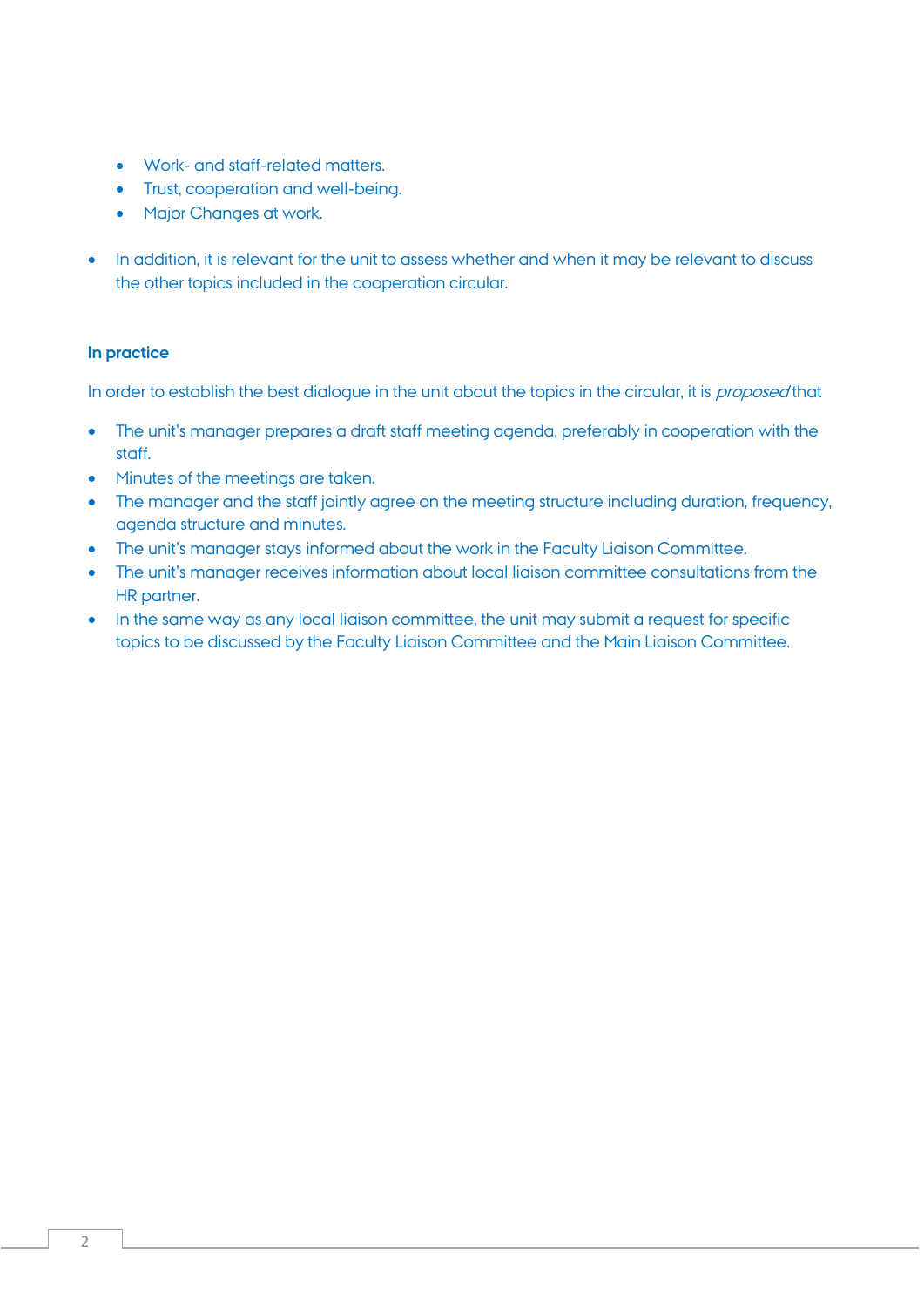- Work- and staff-related matters.
  - Trust, cooperation and well-being.
  - Major Changes at work.

- In addition, it is relevant for the unit to assess whether and when it may be relevant to discuss the other topics included in the cooperation circular.

**In practice**

In order to establish the best dialogue in the unit about the topics in the circular, it is *proposed* that

- The unit's manager prepares a draft staff meeting agenda, preferably in cooperation with the staff.
- Minutes of the meetings are taken.
- The manager and the staff jointly agree on the meeting structure including duration, frequency, agenda structure and minutes.
- The unit's manager stays informed about the work in the Faculty Liaison Committee.
- The unit's manager receives information about local liaison committee consultations from the HR partner.
- In the same way as any local liaison committee, the unit may submit a request for specific topics to be discussed by the Faculty Liaison Committee and the Main Liaison Committee.